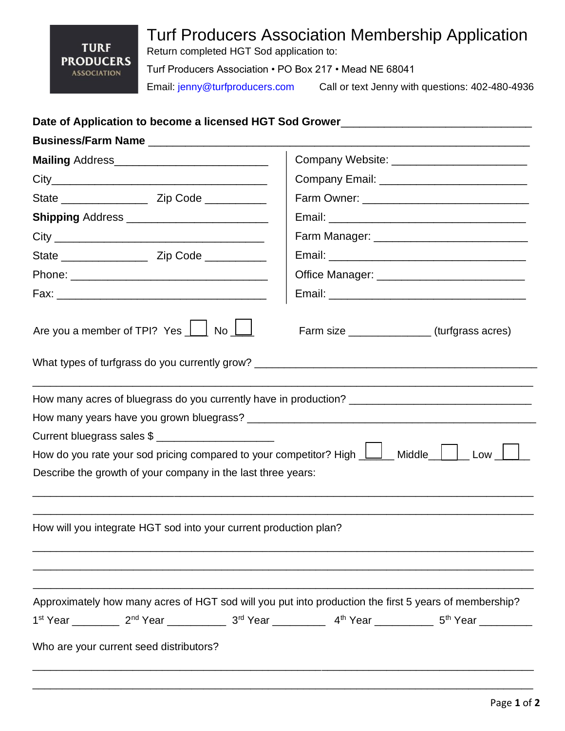TURF PRODUCERS ASSOCIATION

# Turf Producers Association Membership Application

Return completed HGT Sod application to:

Turf Producers Association • PO Box 217 • Mead NE 68041

Email: jenny@turfproducers.com Call or text Jenny with questions: 402-480-4936

**Date of Application to become a licensed HGT Sod Grower**______________________________

**Business/Farm Name** ____________________________________________________________

**Mailing** Address_________________________

City____________________________________

State ______________ Zip Code __________

**Shipping** Address _______________________

City __________________________________

State ______________ Zip Code __________

Phone: ________________________________

Fax: __________________________________

Company Website: ______________________

Company Email: ________________________

Farm Owner: ___________________________

Email: ________________________________

Farm Manager: _________________________

Email: ________________________________

Office Manager: ________________________

Email: ________________________________

Are you a member of TPI? Yes ☐ No ☐

Farm size ______________ (turfgrass acres)

What types of turfgrass do you currently grow? _______________________________________________

______________________________________________________________________________

How many acres of bluegrass do you currently have in production? ______________________________

How many years have you grown bluegrass? __________________________________________

Current bluegrass sales $ ___________________

How do you rate your sod pricing compared to your competitor? High ☐ Middle ☐ Low ☐

Describe the growth of your company in the last three years:

______________________________________________________________________________

______________________________________________________________________________

How will you integrate HGT sod into your current production plan?

______________________________________________________________________________

______________________________________________________________________________

______________________________________________________________________________

Approximately how many acres of HGT sod will you put into production the first 5 years of membership?

1st Year ________ 2nd Year __________ 3rd Year _________ 4th Year __________ 5th Year _________

Who are your current seed distributors?

______________________________________________________________________________

______________________________________________________________________________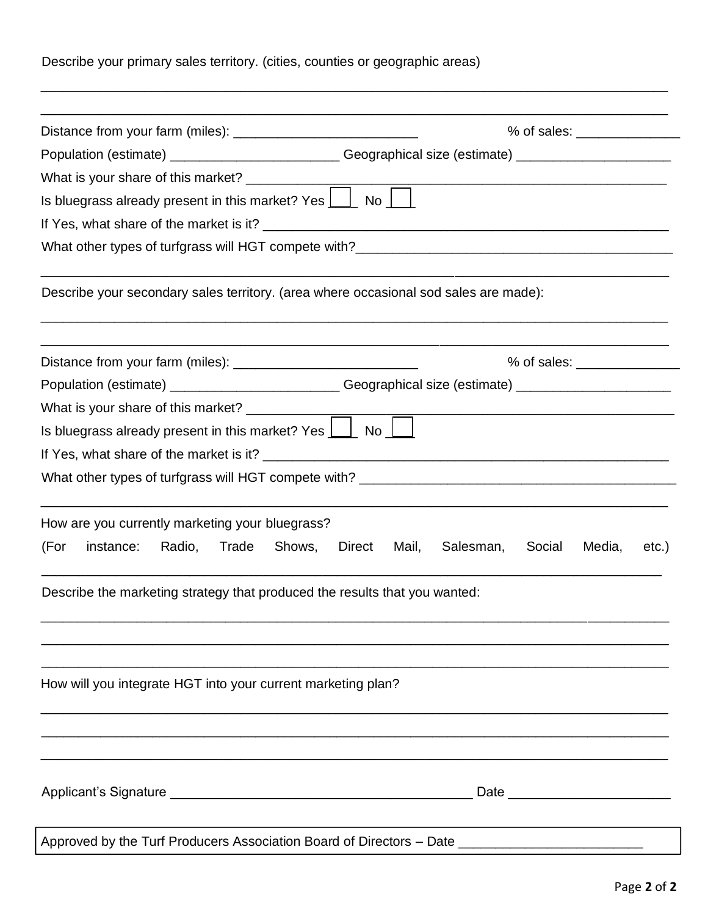Describe your primary sales territory. (cities, counties or geographic areas)

_______________________________________________________________________________

_______________________________________________________________________________

Distance from your farm (miles): ________________________ % of sales: _____________

Population (estimate) ______________________ Geographical size (estimate) ____________________

What is your share of this market? _______________________________________________________

Is bluegrass already present in this market? Yes ☐ No ☐

If Yes, what share of the market is it? ____________________________________________________

What other types of turfgrass will HGT compete with?__________________________________________

_______________________________________________________________________________

Describe your secondary sales territory. (area where occasional sod sales are made):

_______________________________________________________________________________

_______________________________________________________________________________

Distance from your farm (miles): ________________________ % of sales: _____________

Population (estimate) ______________________ Geographical size (estimate) ____________________

What is your share of this market? _______________________________________________________

Is bluegrass already present in this market? Yes ☐ No ☐

If Yes, what share of the market is it? ____________________________________________________

What other types of turfgrass will HGT compete with? _________________________________________

_______________________________________________________________________________

How are you currently marketing your bluegrass?

(For instance: Radio, Trade Shows, Direct Mail, Salesman, Social Media, etc.)

_______________________________________________________________________________

Describe the marketing strategy that produced the results that you wanted:

_______________________________________________________________________________

_______________________________________________________________________________

_______________________________________________________________________________

How will you integrate HGT into your current marketing plan?

_______________________________________________________________________________

_______________________________________________________________________________

_______________________________________________________________________________

Applicant's Signature ________________________________________ Date _____________________

Approved by the Turf Producers Association Board of Directors – Date ________________________